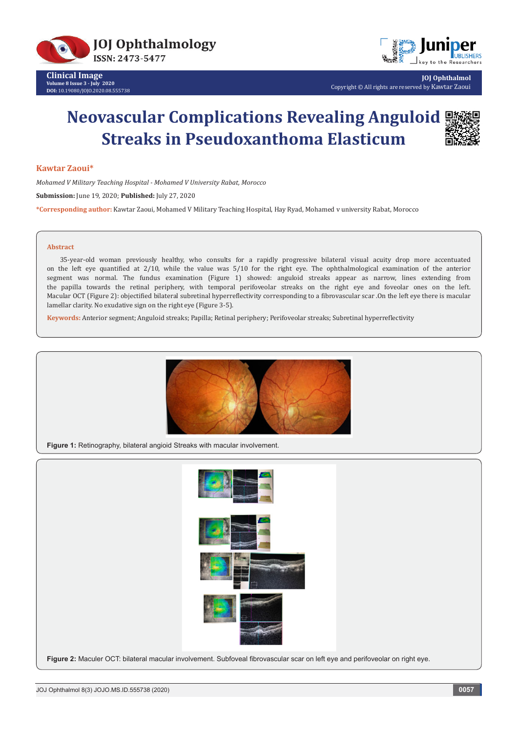# Neovascular Complications Revealing Anguloid Streaks in Pseudoxanthoma Elasticum

**Kawtar Zaoui***

*Mohamed V Military Teaching Hospital - Mohamed V University Rabat, Morocco*

**Submission:** June 19, 2020; **Published:** July 27, 2020

***Corresponding author:** Kawtar Zaoui, Mohamed V Military Teaching Hospital, Hay Ryad, Mohamed v university Rabat, Morocco

## Abstract

35-year-old woman previously healthy, who consults for a rapidly progressive bilateral visual acuity drop more accentuated on the left eye quantified at 2/10, while the value was 5/10 for the right eye. The ophthalmological examination of the anterior segment was normal. The fundus examination (Figure 1) showed: anguloid streaks appear as narrow, lines extending from the papilla towards the retinal periphery, with temporal perifoveolar streaks on the right eye and foveolar ones on the left. Macular OCT (Figure 2): objectified bilateral subretinal hyperreflectivity corresponding to a fibrovascular scar .On the left eye there is macular lamellar clarity. No exudative sign on the right eye (Figure 3-5).

**Keywords:** Anterior segment; Anguloid streaks; Papilla; Retinal periphery; Perifoveolar streaks; Subretinal hyperreflectivity

**Figure 1:** Retinography, bilateral angioid Streaks with macular involvement.

**Figure 2:** Maculer OCT: bilateral macular involvement. Subfoveal fibrovascular scar on left eye and perifoveolar on right eye.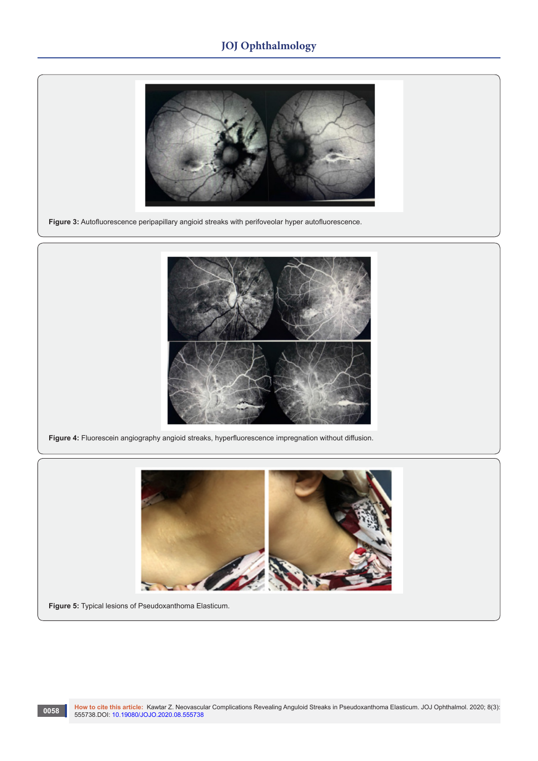**Figure 3:** Autofluorescence peripapillary angioid streaks with perifoveolar hyper autofluorescence.

**Figure 4:** Fluorescein angiography angioid streaks, hyperfluorescence impregnation without diffusion.

**Figure 5:** Typical lesions of Pseudoxanthoma Elasticum.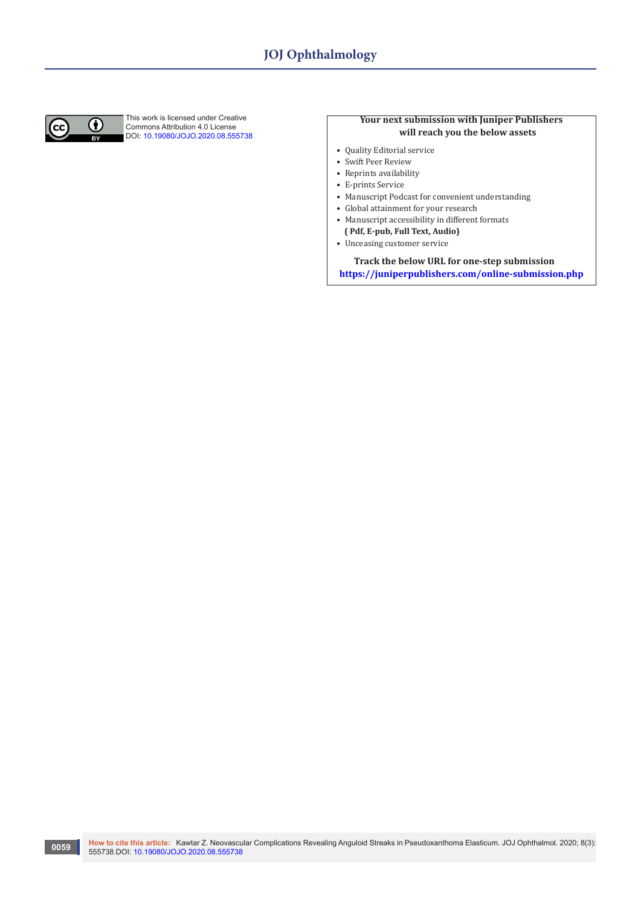This work is licensed under Creative Commons Attribution 4.0 License
DOI: 10.19080/JOJO.2020.08.555738

**Your next submission with Juniper Publishers will reach you the below assets**

- Quality Editorial service
- Swift Peer Review
- Reprints availability
- E-prints Service
- Manuscript Podcast for convenient understanding
- Global attainment for your research
- Manuscript accessibility in different formats
  **( Pdf, E-pub, Full Text, Audio)**
- Unceasing customer service

**Track the below URL for one-step submission**
**https://juniperpublishers.com/online-submission.php**